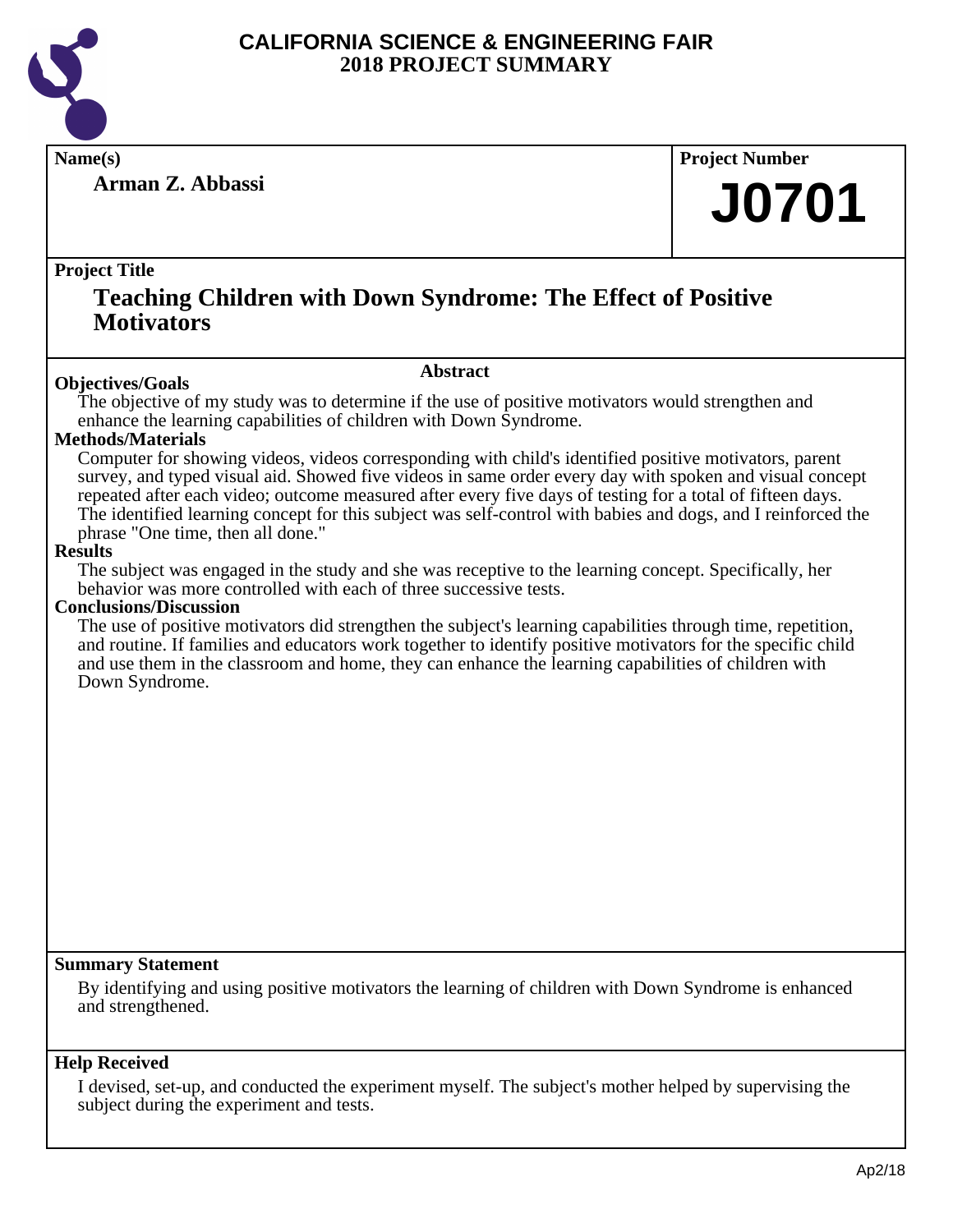# CALIFORNIA SCIENCE & ENGINEERING FAIR
## 2018 PROJECT SUMMARY

**Name(s)**

**Arman Z. Abbassi**

**Project Number**

**J0701**

**Project Title**

## Teaching Children with Down Syndrome: The Effect of Positive Motivators

### Abstract

**Objectives/Goals**

The objective of my study was to determine if the use of positive motivators would strengthen and enhance the learning capabilities of children with Down Syndrome.

**Methods/Materials**

Computer for showing videos, videos corresponding with child's identified positive motivators, parent survey, and typed visual aid. Showed five videos in same order every day with spoken and visual concept repeated after each video; outcome measured after every five days of testing for a total of fifteen days. The identified learning concept for this subject was self-control with babies and dogs, and I reinforced the phrase "One time, then all done."

**Results**

The subject was engaged in the study and she was receptive to the learning concept. Specifically, her behavior was more controlled with each of three successive tests.

**Conclusions/Discussion**

The use of positive motivators did strengthen the subject's learning capabilities through time, repetition, and routine. If families and educators work together to identify positive motivators for the specific child and use them in the classroom and home, they can enhance the learning capabilities of children with Down Syndrome.

**Summary Statement**

By identifying and using positive motivators the learning of children with Down Syndrome is enhanced and strengthened.

**Help Received**

I devised, set-up, and conducted the experiment myself. The subject's mother helped by supervising the subject during the experiment and tests.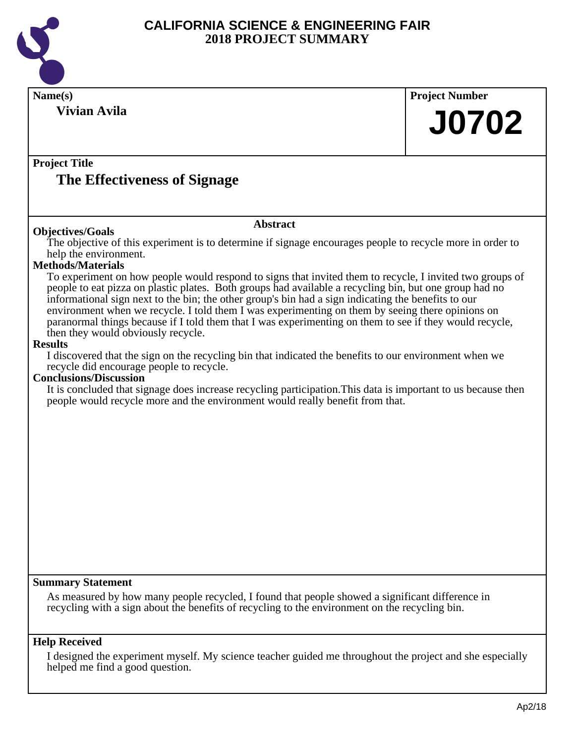# CALIFORNIA SCIENCE & ENGINEERING FAIR
## 2018 PROJECT SUMMARY

**Name(s)**

**Vivian Avila**

**Project Number**

**J0702**

**Project Title**

## The Effectiveness of Signage

### Abstract

**Objectives/Goals**

The objective of this experiment is to determine if signage encourages people to recycle more in order to help the environment.

**Methods/Materials**

To experiment on how people would respond to signs that invited them to recycle, I invited two groups of people to eat pizza on plastic plates. Both groups had available a recycling bin, but one group had no informational sign next to the bin; the other group's bin had a sign indicating the benefits to our environment when we recycle. I told them I was experimenting on them by seeing there opinions on paranormal things because if I told them that I was experimenting on them to see if they would recycle, then they would obviously recycle.

**Results**

I discovered that the sign on the recycling bin that indicated the benefits to our environment when we recycle did encourage people to recycle.

**Conclusions/Discussion**

It is concluded that signage does increase recycling participation.This data is important to us because then people would recycle more and the environment would really benefit from that.

**Summary Statement**

As measured by how many people recycled, I found that people showed a significant difference in recycling with a sign about the benefits of recycling to the environment on the recycling bin.

**Help Received**

I designed the experiment myself. My science teacher guided me throughout the project and she especially helped me find a good question.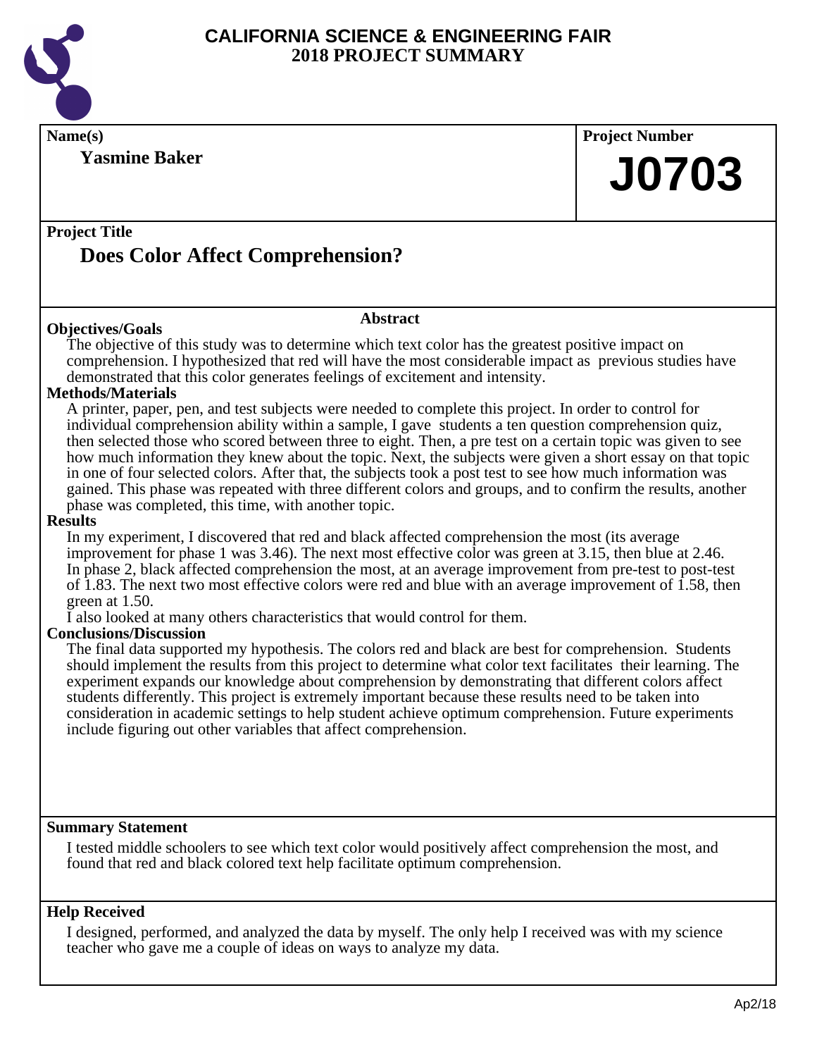# CALIFORNIA SCIENCE & ENGINEERING FAIR
## 2018 PROJECT SUMMARY

**Name(s)**

**Yasmine Baker**

**Project Number**

**J0703**

**Project Title**

## Does Color Affect Comprehension?

### Abstract

**Objectives/Goals**

The objective of this study was to determine which text color has the greatest positive impact on comprehension. I hypothesized that red will have the most considerable impact as previous studies have demonstrated that this color generates feelings of excitement and intensity.

**Methods/Materials**

A printer, paper, pen, and test subjects were needed to complete this project. In order to control for individual comprehension ability within a sample, I gave students a ten question comprehension quiz, then selected those who scored between three to eight. Then, a pre test on a certain topic was given to see how much information they knew about the topic. Next, the subjects were given a short essay on that topic in one of four selected colors. After that, the subjects took a post test to see how much information was gained. This phase was repeated with three different colors and groups, and to confirm the results, another phase was completed, this time, with another topic.

**Results**

In my experiment, I discovered that red and black affected comprehension the most (its average improvement for phase 1 was 3.46). The next most effective color was green at 3.15, then blue at 2.46. In phase 2, black affected comprehension the most, at an average improvement from pre-test to post-test of 1.83. The next two most effective colors were red and blue with an average improvement of 1.58, then green at 1.50.

I also looked at many others characteristics that would control for them.

**Conclusions/Discussion**

The final data supported my hypothesis. The colors red and black are best for comprehension. Students should implement the results from this project to determine what color text facilitates their learning. The experiment expands our knowledge about comprehension by demonstrating that different colors affect students differently. This project is extremely important because these results need to be taken into consideration in academic settings to help student achieve optimum comprehension. Future experiments include figuring out other variables that affect comprehension.

**Summary Statement**

I tested middle schoolers to see which text color would positively affect comprehension the most, and found that red and black colored text help facilitate optimum comprehension.

**Help Received**

I designed, performed, and analyzed the data by myself. The only help I received was with my science teacher who gave me a couple of ideas on ways to analyze my data.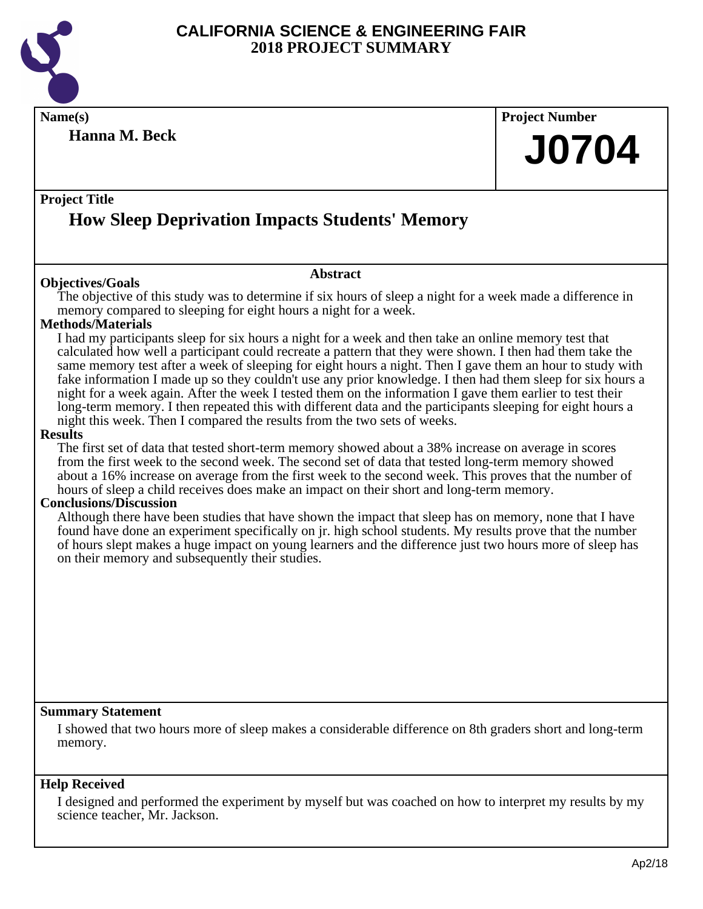# CALIFORNIA SCIENCE & ENGINEERING FAIR
## 2018 PROJECT SUMMARY

**Name(s)**

**Hanna M. Beck**

**Project Number**

# J0704

**Project Title**

## How Sleep Deprivation Impacts Students' Memory

**Abstract**

**Objectives/Goals**

The objective of this study was to determine if six hours of sleep a night for a week made a difference in memory compared to sleeping for eight hours a night for a week.

**Methods/Materials**

I had my participants sleep for six hours a night for a week and then take an online memory test that calculated how well a participant could recreate a pattern that they were shown. I then had them take the same memory test after a week of sleeping for eight hours a night. Then I gave them an hour to study with fake information I made up so they couldn't use any prior knowledge. I then had them sleep for six hours a night for a week again. After the week I tested them on the information I gave them earlier to test their long-term memory. I then repeated this with different data and the participants sleeping for eight hours a night this week. Then I compared the results from the two sets of weeks.

**Results**

The first set of data that tested short-term memory showed about a 38% increase on average in scores from the first week to the second week. The second set of data that tested long-term memory showed about a 16% increase on average from the first week to the second week. This proves that the number of hours of sleep a child receives does make an impact on their short and long-term memory.

**Conclusions/Discussion**

Although there have been studies that have shown the impact that sleep has on memory, none that I have found have done an experiment specifically on jr. high school students. My results prove that the number of hours slept makes a huge impact on young learners and the difference just two hours more of sleep has on their memory and subsequently their studies.

**Summary Statement**

I showed that two hours more of sleep makes a considerable difference on 8th graders short and long-term memory.

**Help Received**

I designed and performed the experiment by myself but was coached on how to interpret my results by my science teacher, Mr. Jackson.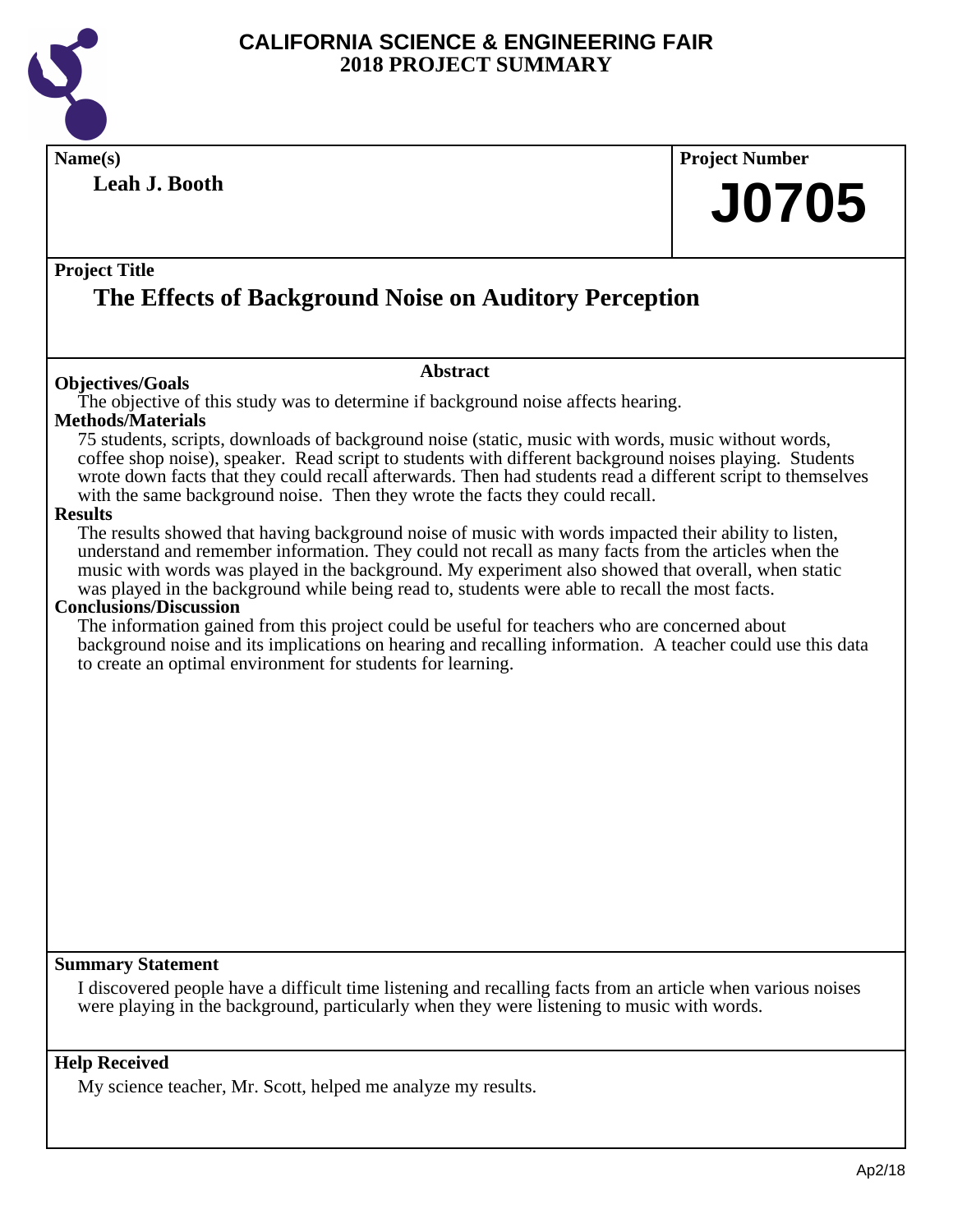# CALIFORNIA SCIENCE & ENGINEERING FAIR
## 2018 PROJECT SUMMARY

**Name(s)**

**Leah J. Booth**

**Project Number**

**J0705**

**Project Title**

## The Effects of Background Noise on Auditory Perception

### Abstract

**Objectives/Goals**

The objective of this study was to determine if background noise affects hearing.

**Methods/Materials**

75 students, scripts, downloads of background noise (static, music with words, music without words, coffee shop noise), speaker. Read script to students with different background noises playing. Students wrote down facts that they could recall afterwards. Then had students read a different script to themselves with the same background noise. Then they wrote the facts they could recall.

**Results**

The results showed that having background noise of music with words impacted their ability to listen, understand and remember information. They could not recall as many facts from the articles when the music with words was played in the background. My experiment also showed that overall, when static was played in the background while being read to, students were able to recall the most facts.

**Conclusions/Discussion**

The information gained from this project could be useful for teachers who are concerned about background noise and its implications on hearing and recalling information. A teacher could use this data to create an optimal environment for students for learning.

**Summary Statement**

I discovered people have a difficult time listening and recalling facts from an article when various noises were playing in the background, particularly when they were listening to music with words.

**Help Received**

My science teacher, Mr. Scott, helped me analyze my results.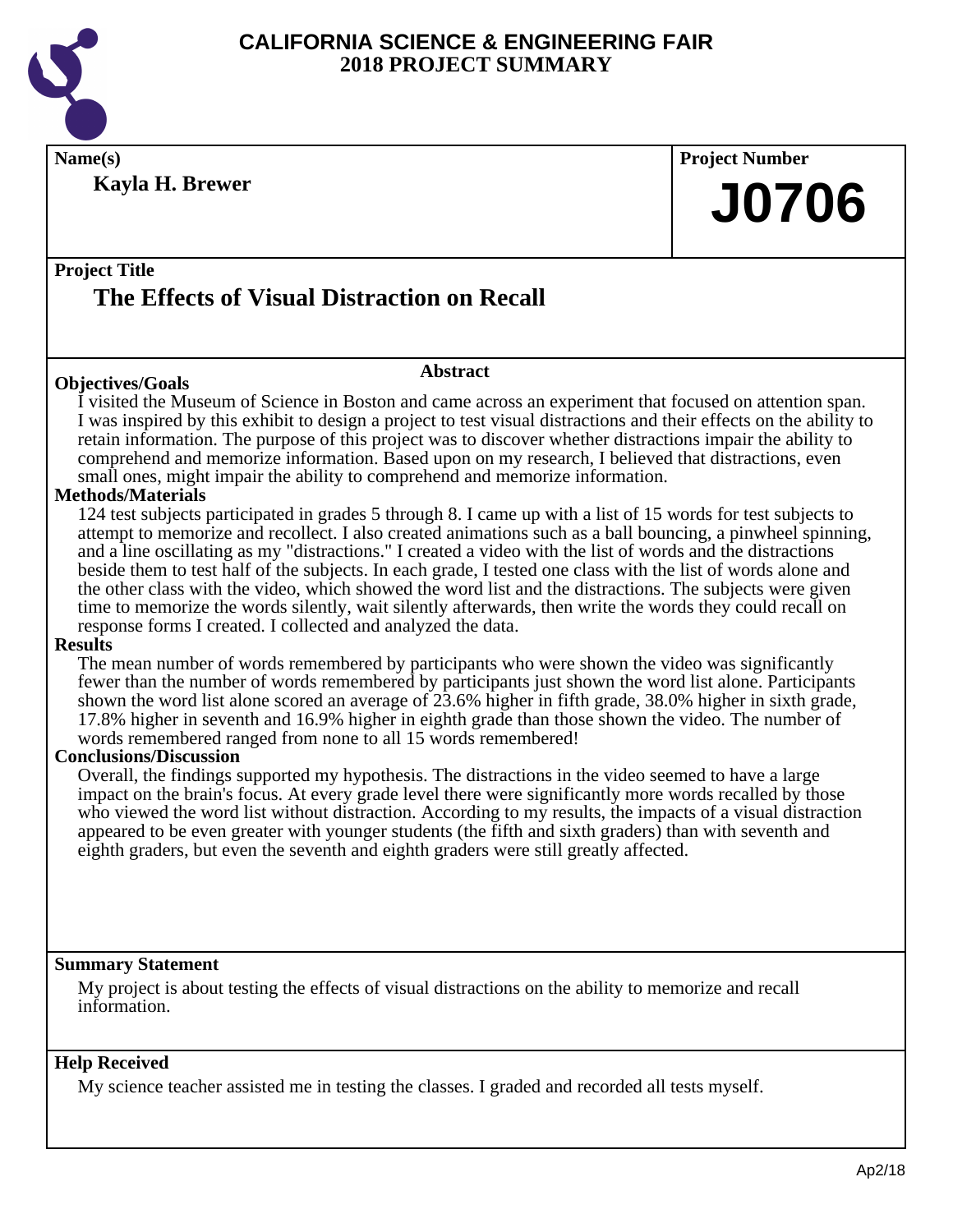# CALIFORNIA SCIENCE & ENGINEERING FAIR
## 2018 PROJECT SUMMARY

**Name(s)**

**Kayla H. Brewer**

**Project Number**

**J0706**

**Project Title**

## The Effects of Visual Distraction on Recall

### Abstract

**Objectives/Goals**

I visited the Museum of Science in Boston and came across an experiment that focused on attention span. I was inspired by this exhibit to design a project to test visual distractions and their effects on the ability to retain information. The purpose of this project was to discover whether distractions impair the ability to comprehend and memorize information. Based upon on my research, I believed that distractions, even small ones, might impair the ability to comprehend and memorize information.

**Methods/Materials**

124 test subjects participated in grades 5 through 8. I came up with a list of 15 words for test subjects to attempt to memorize and recollect. I also created animations such as a ball bouncing, a pinwheel spinning, and a line oscillating as my "distractions." I created a video with the list of words and the distractions beside them to test half of the subjects. In each grade, I tested one class with the list of words alone and the other class with the video, which showed the word list and the distractions. The subjects were given time to memorize the words silently, wait silently afterwards, then write the words they could recall on response forms I created. I collected and analyzed the data.

**Results**

The mean number of words remembered by participants who were shown the video was significantly fewer than the number of words remembered by participants just shown the word list alone. Participants shown the word list alone scored an average of 23.6% higher in fifth grade, 38.0% higher in sixth grade, 17.8% higher in seventh and 16.9% higher in eighth grade than those shown the video. The number of words remembered ranged from none to all 15 words remembered!

**Conclusions/Discussion**

Overall, the findings supported my hypothesis. The distractions in the video seemed to have a large impact on the brain's focus. At every grade level there were significantly more words recalled by those who viewed the word list without distraction. According to my results, the impacts of a visual distraction appeared to be even greater with younger students (the fifth and sixth graders) than with seventh and eighth graders, but even the seventh and eighth graders were still greatly affected.

**Summary Statement**

My project is about testing the effects of visual distractions on the ability to memorize and recall information.

**Help Received**

My science teacher assisted me in testing the classes. I graded and recorded all tests myself.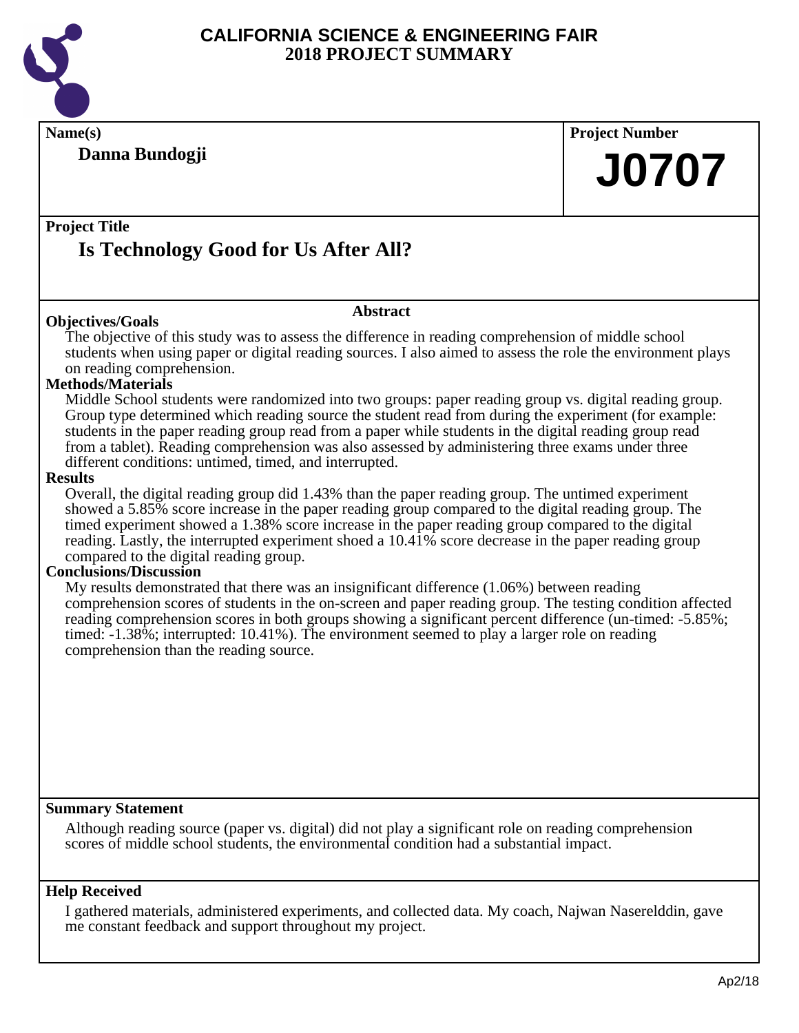# CALIFORNIA SCIENCE & ENGINEERING FAIR
## 2018 PROJECT SUMMARY

**Name(s)**

**Danna Bundogji**

**Project Number**

**J0707**

**Project Title**

## Is Technology Good for Us After All?

### Abstract

**Objectives/Goals**

The objective of this study was to assess the difference in reading comprehension of middle school students when using paper or digital reading sources. I also aimed to assess the role the environment plays on reading comprehension.

**Methods/Materials**

Middle School students were randomized into two groups: paper reading group vs. digital reading group. Group type determined which reading source the student read from during the experiment (for example: students in the paper reading group read from a paper while students in the digital reading group read from a tablet). Reading comprehension was also assessed by administering three exams under three different conditions: untimed, timed, and interrupted.

**Results**

Overall, the digital reading group did 1.43% than the paper reading group. The untimed experiment showed a 5.85% score increase in the paper reading group compared to the digital reading group. The timed experiment showed a 1.38% score increase in the paper reading group compared to the digital reading. Lastly, the interrupted experiment shoed a 10.41% score decrease in the paper reading group compared to the digital reading group.

**Conclusions/Discussion**

My results demonstrated that there was an insignificant difference (1.06%) between reading comprehension scores of students in the on-screen and paper reading group. The testing condition affected reading comprehension scores in both groups showing a significant percent difference (un-timed: -5.85%; timed: -1.38%; interrupted: 10.41%). The environment seemed to play a larger role on reading comprehension than the reading source.

**Summary Statement**

Although reading source (paper vs. digital) did not play a significant role on reading comprehension scores of middle school students, the environmental condition had a substantial impact.

**Help Received**

I gathered materials, administered experiments, and collected data. My coach, Najwan Naserelddin, gave me constant feedback and support throughout my project.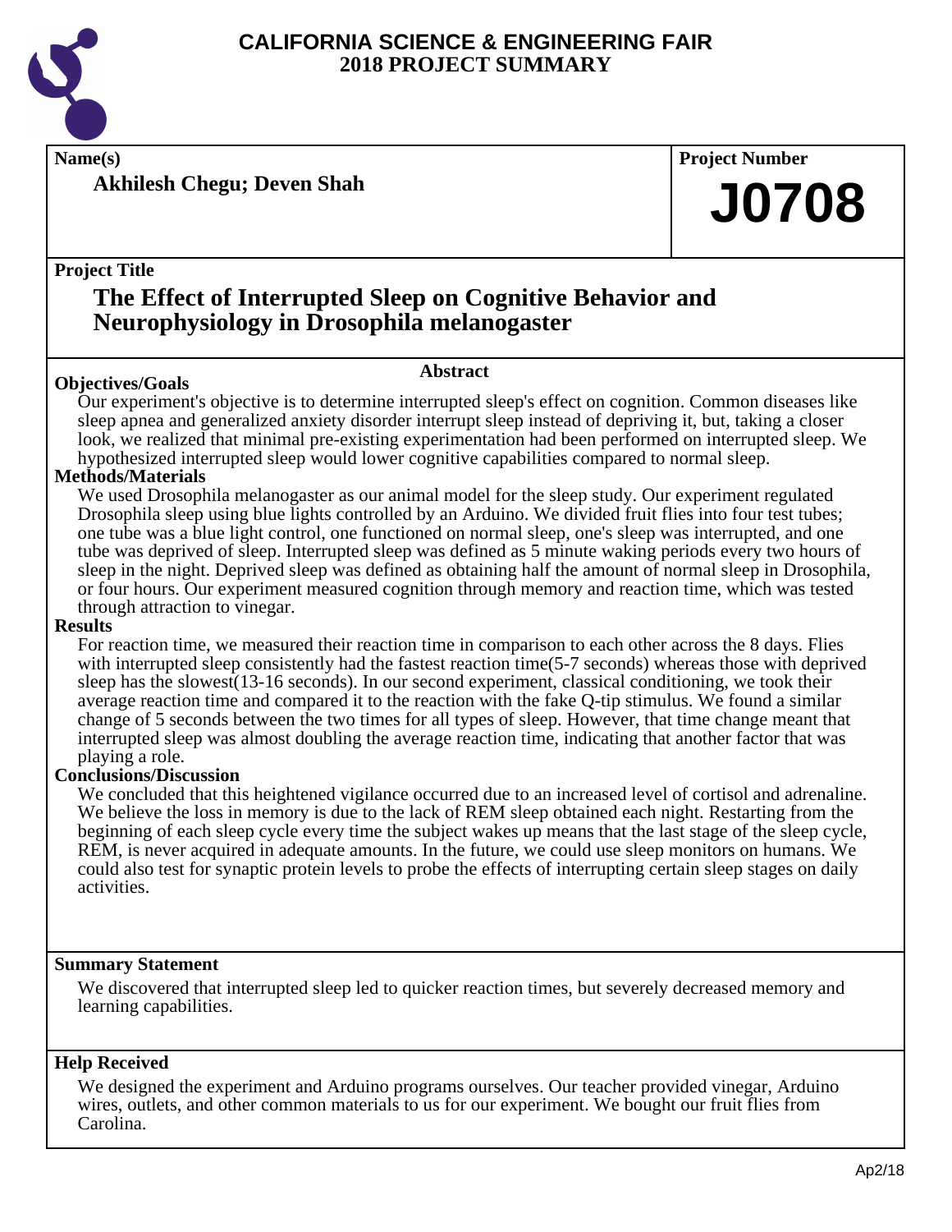# CALIFORNIA SCIENCE & ENGINEERING FAIR 2018 PROJECT SUMMARY

**Name(s)**

**Akhilesh Chegu; Deven Shah**

**Project Number**

# J0708

**Project Title**

## The Effect of Interrupted Sleep on Cognitive Behavior and Neurophysiology in Drosophila melanogaster

### Abstract

**Objectives/Goals**

Our experiment's objective is to determine interrupted sleep's effect on cognition. Common diseases like sleep apnea and generalized anxiety disorder interrupt sleep instead of depriving it, but, taking a closer look, we realized that minimal pre-existing experimentation had been performed on interrupted sleep. We hypothesized interrupted sleep would lower cognitive capabilities compared to normal sleep.

**Methods/Materials**

We used Drosophila melanogaster as our animal model for the sleep study. Our experiment regulated Drosophila sleep using blue lights controlled by an Arduino. We divided fruit flies into four test tubes; one tube was a blue light control, one functioned on normal sleep, one's sleep was interrupted, and one tube was deprived of sleep. Interrupted sleep was defined as 5 minute waking periods every two hours of sleep in the night. Deprived sleep was defined as obtaining half the amount of normal sleep in Drosophila, or four hours. Our experiment measured cognition through memory and reaction time, which was tested through attraction to vinegar.

**Results**

For reaction time, we measured their reaction time in comparison to each other across the 8 days. Flies with interrupted sleep consistently had the fastest reaction time(5-7 seconds) whereas those with deprived sleep has the slowest(13-16 seconds). In our second experiment, classical conditioning, we took their average reaction time and compared it to the reaction with the fake Q-tip stimulus. We found a similar change of 5 seconds between the two times for all types of sleep. However, that time change meant that interrupted sleep was almost doubling the average reaction time, indicating that another factor that was playing a role.

**Conclusions/Discussion**

We concluded that this heightened vigilance occurred due to an increased level of cortisol and adrenaline. We believe the loss in memory is due to the lack of REM sleep obtained each night. Restarting from the beginning of each sleep cycle every time the subject wakes up means that the last stage of the sleep cycle, REM, is never acquired in adequate amounts. In the future, we could use sleep monitors on humans. We could also test for synaptic protein levels to probe the effects of interrupting certain sleep stages on daily activities.

**Summary Statement**

We discovered that interrupted sleep led to quicker reaction times, but severely decreased memory and learning capabilities.

**Help Received**

We designed the experiment and Arduino programs ourselves. Our teacher provided vinegar, Arduino wires, outlets, and other common materials to us for our experiment. We bought our fruit flies from Carolina.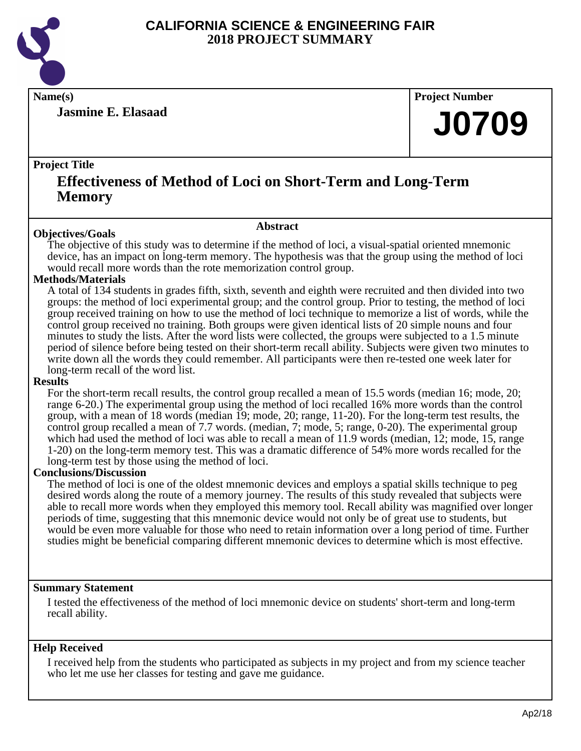# CALIFORNIA SCIENCE & ENGINEERING FAIR
## 2018 PROJECT SUMMARY

**Name(s)**

**Jasmine E. Elasaad**

**Project Number**

**J0709**

**Project Title**

## Effectiveness of Method of Loci on Short-Term and Long-Term Memory

### Abstract

**Objectives/Goals**

The objective of this study was to determine if the method of loci, a visual-spatial oriented mnemonic device, has an impact on long-term memory. The hypothesis was that the group using the method of loci would recall more words than the rote memorization control group.

**Methods/Materials**

A total of 134 students in grades fifth, sixth, seventh and eighth were recruited and then divided into two groups: the method of loci experimental group; and the control group. Prior to testing, the method of loci group received training on how to use the method of loci technique to memorize a list of words, while the control group received no training. Both groups were given identical lists of 20 simple nouns and four minutes to study the lists. After the word lists were collected, the groups were subjected to a 1.5 minute period of silence before being tested on their short-term recall ability. Subjects were given two minutes to write down all the words they could remember. All participants were then re-tested one week later for long-term recall of the word list.

**Results**

For the short-term recall results, the control group recalled a mean of 15.5 words (median 16; mode, 20; range 6-20.) The experimental group using the method of loci recalled 16% more words than the control group, with a mean of 18 words (median 19; mode, 20; range, 11-20). For the long-term test results, the control group recalled a mean of 7.7 words. (median, 7; mode, 5; range, 0-20). The experimental group which had used the method of loci was able to recall a mean of 11.9 words (median, 12; mode, 15, range 1-20) on the long-term memory test. This was a dramatic difference of 54% more words recalled for the long-term test by those using the method of loci.

**Conclusions/Discussion**

The method of loci is one of the oldest mnemonic devices and employs a spatial skills technique to peg desired words along the route of a memory journey. The results of this study revealed that subjects were able to recall more words when they employed this memory tool. Recall ability was magnified over longer periods of time, suggesting that this mnemonic device would not only be of great use to students, but would be even more valuable for those who need to retain information over a long period of time. Further studies might be beneficial comparing different mnemonic devices to determine which is most effective.

**Summary Statement**

I tested the effectiveness of the method of loci mnemonic device on students' short-term and long-term recall ability.

**Help Received**

I received help from the students who participated as subjects in my project and from my science teacher who let me use her classes for testing and gave me guidance.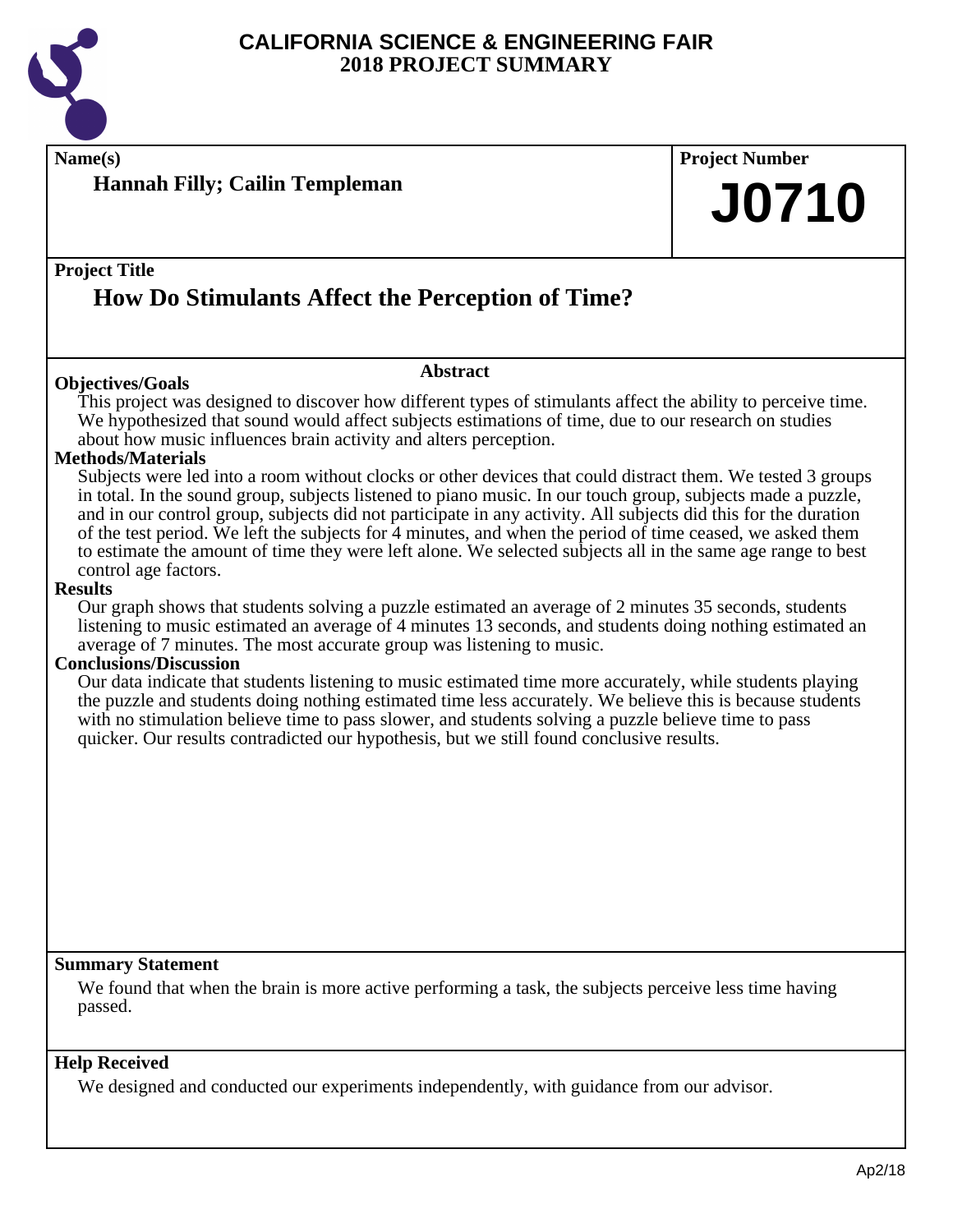# CALIFORNIA SCIENCE & ENGINEERING FAIR
## 2018 PROJECT SUMMARY

**Name(s)**

**Hannah Filly; Cailin Templeman**

**Project Number**

# J0710

**Project Title**

## How Do Stimulants Affect the Perception of Time?

### Abstract

**Objectives/Goals**

This project was designed to discover how different types of stimulants affect the ability to perceive time. We hypothesized that sound would affect subjects estimations of time, due to our research on studies about how music influences brain activity and alters perception.

**Methods/Materials**

Subjects were led into a room without clocks or other devices that could distract them. We tested 3 groups in total. In the sound group, subjects listened to piano music. In our touch group, subjects made a puzzle, and in our control group, subjects did not participate in any activity. All subjects did this for the duration of the test period. We left the subjects for 4 minutes, and when the period of time ceased, we asked them to estimate the amount of time they were left alone. We selected subjects all in the same age range to best control age factors.

**Results**

Our graph shows that students solving a puzzle estimated an average of 2 minutes 35 seconds, students listening to music estimated an average of 4 minutes 13 seconds, and students doing nothing estimated an average of 7 minutes. The most accurate group was listening to music.

**Conclusions/Discussion**

Our data indicate that students listening to music estimated time more accurately, while students playing the puzzle and students doing nothing estimated time less accurately. We believe this is because students with no stimulation believe time to pass slower, and students solving a puzzle believe time to pass quicker. Our results contradicted our hypothesis, but we still found conclusive results.

**Summary Statement**

We found that when the brain is more active performing a task, the subjects perceive less time having passed.

**Help Received**

We designed and conducted our experiments independently, with guidance from our advisor.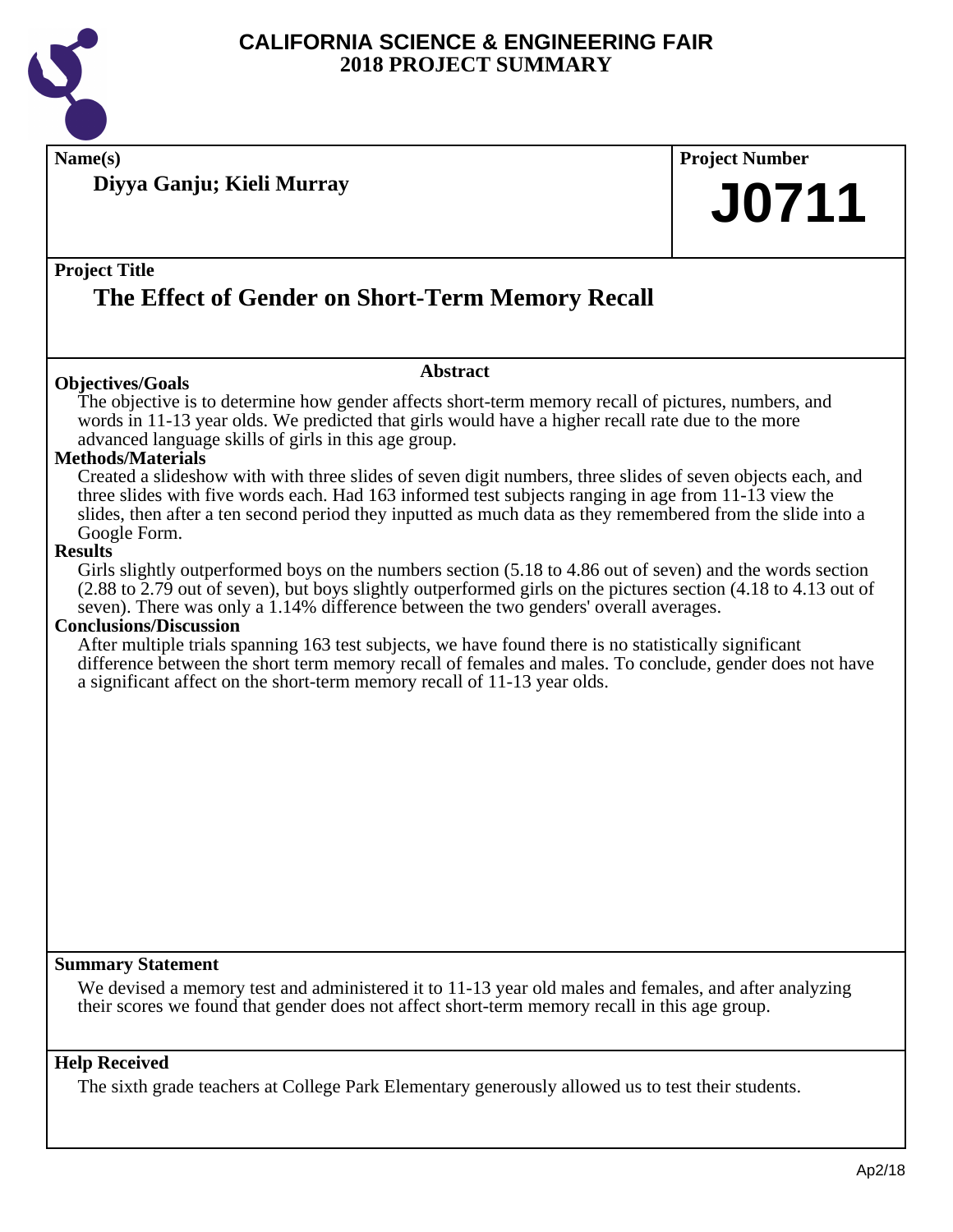# CALIFORNIA SCIENCE & ENGINEERING FAIR
## 2018 PROJECT SUMMARY

**Name(s)**

**Diyya Ganju; Kieli Murray**

**Project Number**

**J0711**

**Project Title**

## The Effect of Gender on Short-Term Memory Recall

### Abstract

**Objectives/Goals**

The objective is to determine how gender affects short-term memory recall of pictures, numbers, and words in 11-13 year olds. We predicted that girls would have a higher recall rate due to the more advanced language skills of girls in this age group.

**Methods/Materials**

Created a slideshow with with three slides of seven digit numbers, three slides of seven objects each, and three slides with five words each. Had 163 informed test subjects ranging in age from 11-13 view the slides, then after a ten second period they inputted as much data as they remembered from the slide into a Google Form.

**Results**

Girls slightly outperformed boys on the numbers section (5.18 to 4.86 out of seven) and the words section (2.88 to 2.79 out of seven), but boys slightly outperformed girls on the pictures section (4.18 to 4.13 out of seven). There was only a 1.14% difference between the two genders' overall averages.

**Conclusions/Discussion**

After multiple trials spanning 163 test subjects, we have found there is no statistically significant difference between the short term memory recall of females and males. To conclude, gender does not have a significant affect on the short-term memory recall of 11-13 year olds.

**Summary Statement**

We devised a memory test and administered it to 11-13 year old males and females, and after analyzing their scores we found that gender does not affect short-term memory recall in this age group.

**Help Received**

The sixth grade teachers at College Park Elementary generously allowed us to test their students.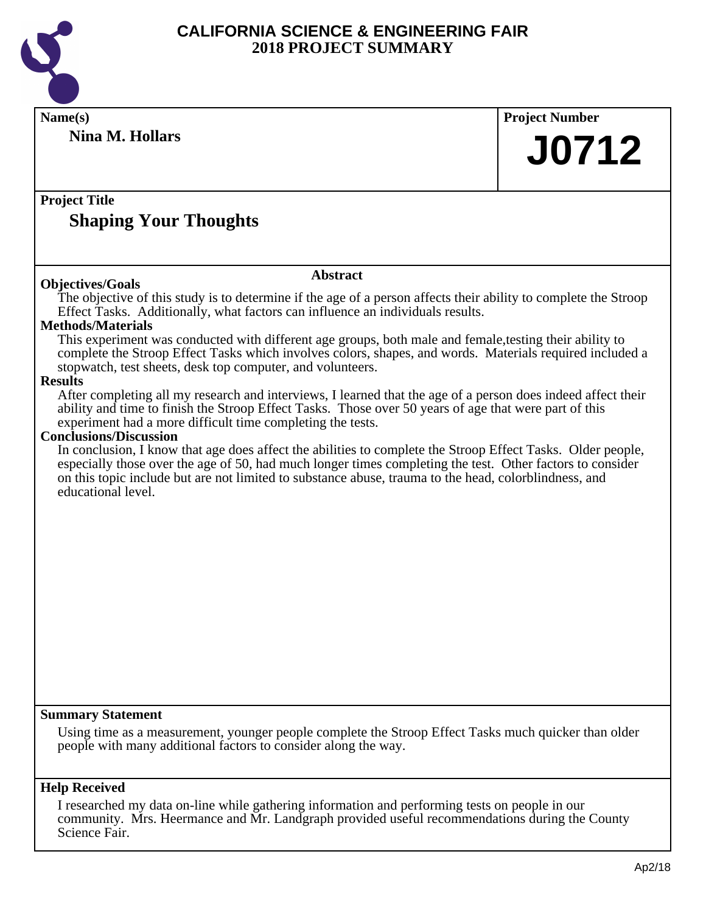# CALIFORNIA SCIENCE & ENGINEERING FAIR
## 2018 PROJECT SUMMARY

**Name(s)**

**Nina M. Hollars**

**Project Number**

**J0712**

**Project Title**

## Shaping Your Thoughts

### Abstract

**Objectives/Goals**

The objective of this study is to determine if the age of a person affects their ability to complete the Stroop Effect Tasks. Additionally, what factors can influence an individuals results.

**Methods/Materials**

This experiment was conducted with different age groups, both male and female,testing their ability to complete the Stroop Effect Tasks which involves colors, shapes, and words. Materials required included a stopwatch, test sheets, desk top computer, and volunteers.

**Results**

After completing all my research and interviews, I learned that the age of a person does indeed affect their ability and time to finish the Stroop Effect Tasks. Those over 50 years of age that were part of this experiment had a more difficult time completing the tests.

**Conclusions/Discussion**

In conclusion, I know that age does affect the abilities to complete the Stroop Effect Tasks. Older people, especially those over the age of 50, had much longer times completing the test. Other factors to consider on this topic include but are not limited to substance abuse, trauma to the head, colorblindness, and educational level.

**Summary Statement**

Using time as a measurement, younger people complete the Stroop Effect Tasks much quicker than older people with many additional factors to consider along the way.

**Help Received**

I researched my data on-line while gathering information and performing tests on people in our community. Mrs. Heermance and Mr. Landgraph provided useful recommendations during the County Science Fair.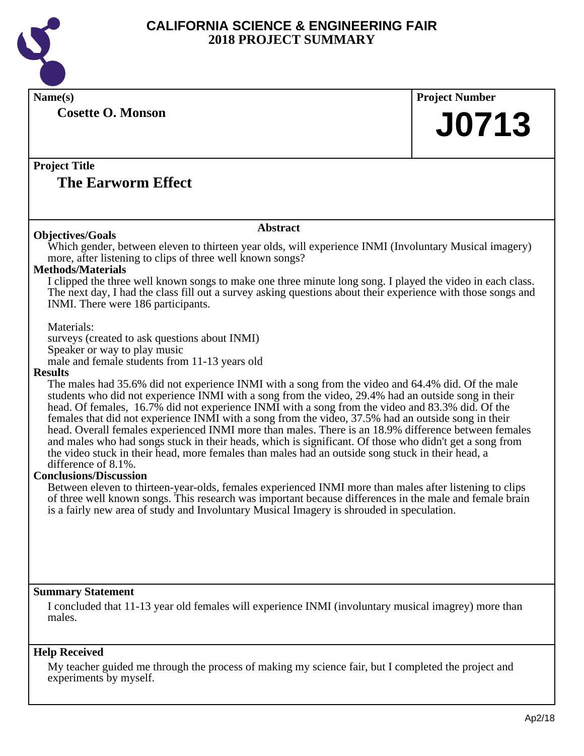# CALIFORNIA SCIENCE & ENGINEERING FAIR
# 2018 PROJECT SUMMARY

**Name(s)**

**Cosette O. Monson**

**Project Number**

**J0713**

**Project Title**

## The Earworm Effect

### Abstract

**Objectives/Goals**

Which gender, between eleven to thirteen year olds, will experience INMI (Involuntary Musical imagery) more, after listening to clips of three well known songs?

**Methods/Materials**

I clipped the three well known songs to make one three minute long song. I played the video in each class. The next day, I had the class fill out a survey asking questions about their experience with those songs and INMI. There were 186 participants.

Materials:
surveys (created to ask questions about INMI)
Speaker or way to play music
male and female students from 11-13 years old

**Results**

The males had 35.6% did not experience INMI with a song from the video and 64.4% did. Of the male students who did not experience INMI with a song from the video, 29.4% had an outside song in their head. Of females, 16.7% did not experience INMI with a song from the video and 83.3% did. Of the females that did not experience INMI with a song from the video, 37.5% had an outside song in their head. Overall females experienced INMI more than males. There is an 18.9% difference between females and males who had songs stuck in their heads, which is significant. Of those who didn't get a song from the video stuck in their head, more females than males had an outside song stuck in their head, a difference of 8.1%.

**Conclusions/Discussion**

Between eleven to thirteen-year-olds, females experienced INMI more than males after listening to clips of three well known songs. This research was important because differences in the male and female brain is a fairly new area of study and Involuntary Musical Imagery is shrouded in speculation.

**Summary Statement**

I concluded that 11-13 year old females will experience INMI (involuntary musical imagrey) more than males.

**Help Received**

My teacher guided me through the process of making my science fair, but I completed the project and experiments by myself.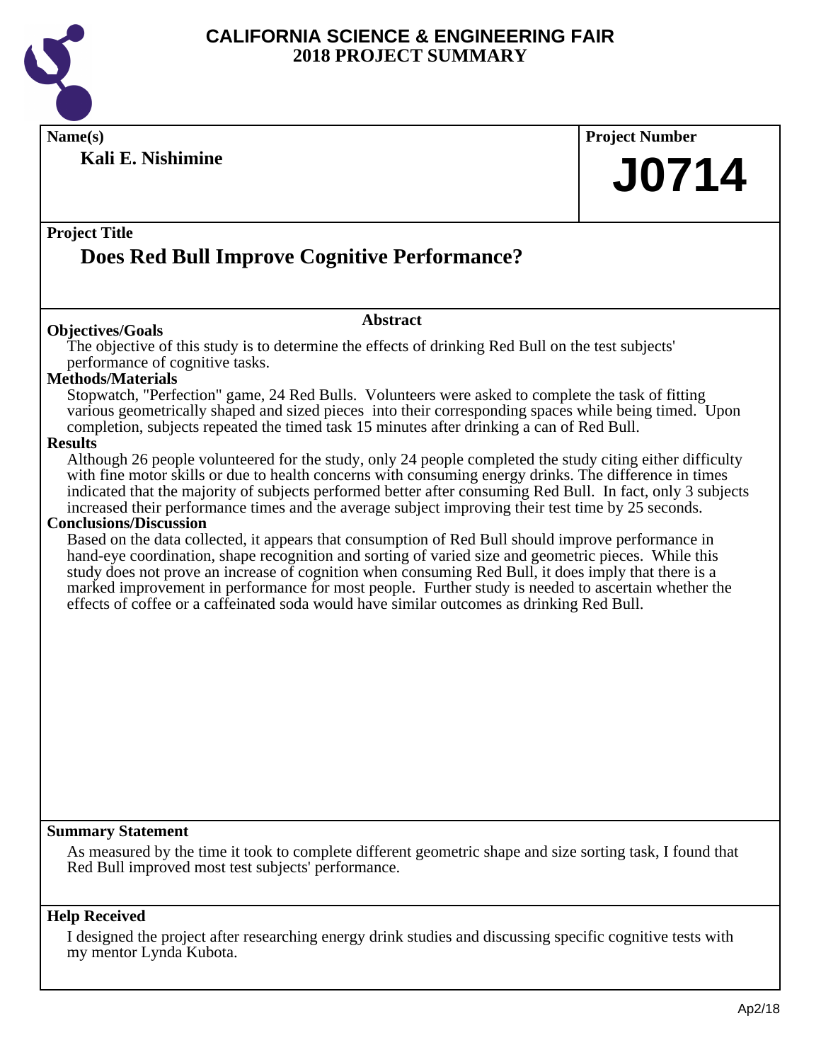# CALIFORNIA SCIENCE & ENGINEERING FAIR
## 2018 PROJECT SUMMARY

**Name(s)**

**Kali E. Nishimine**

**Project Number**

**J0714**

**Project Title**

## Does Red Bull Improve Cognitive Performance?

### Abstract

**Objectives/Goals**

The objective of this study is to determine the effects of drinking Red Bull on the test subjects' performance of cognitive tasks.

**Methods/Materials**

Stopwatch, "Perfection" game, 24 Red Bulls. Volunteers were asked to complete the task of fitting various geometrically shaped and sized pieces into their corresponding spaces while being timed. Upon completion, subjects repeated the timed task 15 minutes after drinking a can of Red Bull.

**Results**

Although 26 people volunteered for the study, only 24 people completed the study citing either difficulty with fine motor skills or due to health concerns with consuming energy drinks. The difference in times indicated that the majority of subjects performed better after consuming Red Bull. In fact, only 3 subjects increased their performance times and the average subject improving their test time by 25 seconds.

**Conclusions/Discussion**

Based on the data collected, it appears that consumption of Red Bull should improve performance in hand-eye coordination, shape recognition and sorting of varied size and geometric pieces. While this study does not prove an increase of cognition when consuming Red Bull, it does imply that there is a marked improvement in performance for most people. Further study is needed to ascertain whether the effects of coffee or a caffeinated soda would have similar outcomes as drinking Red Bull.

**Summary Statement**

As measured by the time it took to complete different geometric shape and size sorting task, I found that Red Bull improved most test subjects' performance.

**Help Received**

I designed the project after researching energy drink studies and discussing specific cognitive tests with my mentor Lynda Kubota.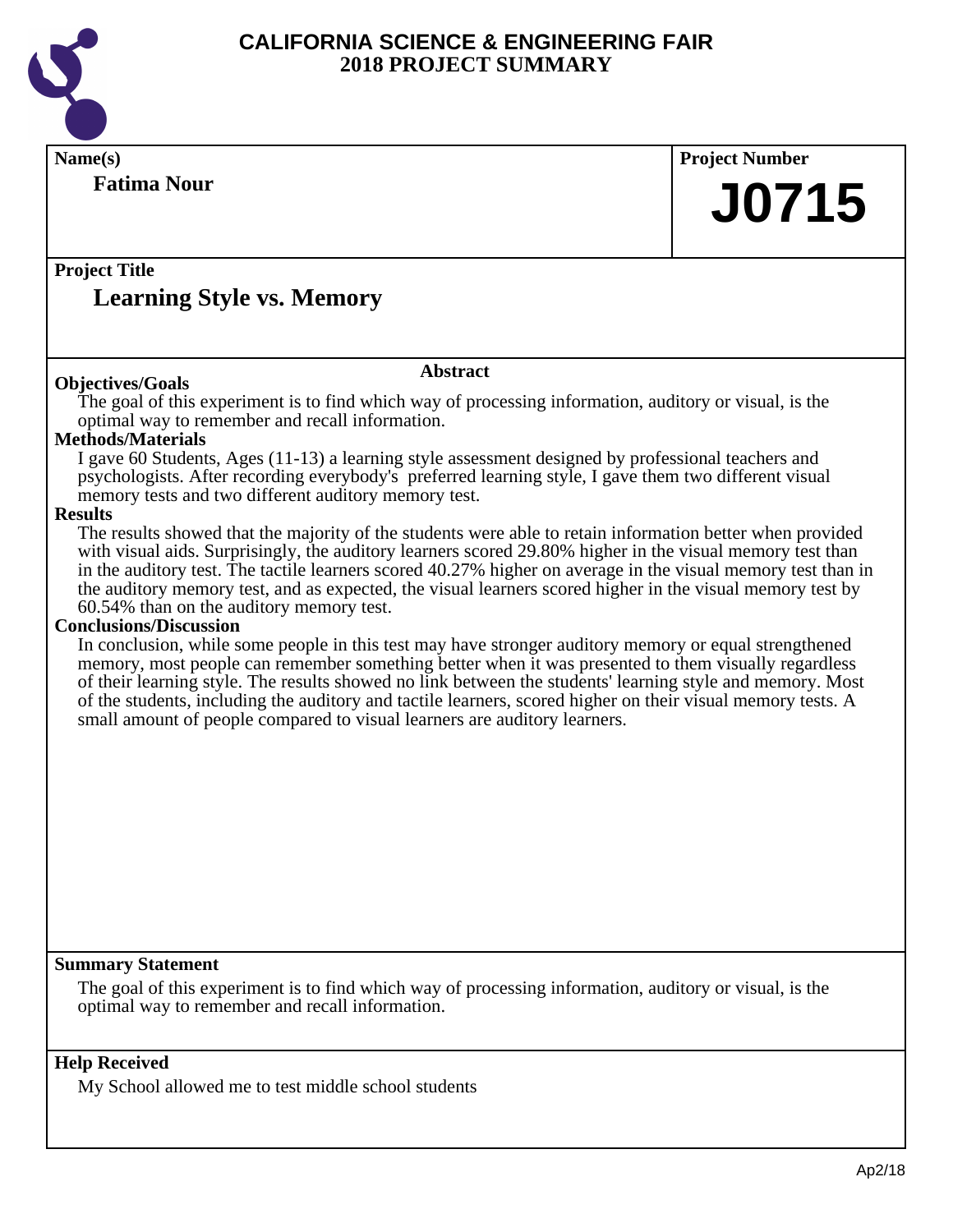# CALIFORNIA SCIENCE & ENGINEERING FAIR
## 2018 PROJECT SUMMARY

**Name(s)**

**Fatima Nour**

**Project Number**

**J0715**

**Project Title**

## Learning Style vs. Memory

### Abstract

**Objectives/Goals**

The goal of this experiment is to find which way of processing information, auditory or visual, is the optimal way to remember and recall information.

**Methods/Materials**

I gave 60 Students, Ages (11-13) a learning style assessment designed by professional teachers and psychologists. After recording everybody's preferred learning style, I gave them two different visual memory tests and two different auditory memory test.

**Results**

The results showed that the majority of the students were able to retain information better when provided with visual aids. Surprisingly, the auditory learners scored 29.80% higher in the visual memory test than in the auditory test. The tactile learners scored 40.27% higher on average in the visual memory test than in the auditory memory test, and as expected, the visual learners scored higher in the visual memory test by 60.54% than on the auditory memory test.

**Conclusions/Discussion**

In conclusion, while some people in this test may have stronger auditory memory or equal strengthened memory, most people can remember something better when it was presented to them visually regardless of their learning style. The results showed no link between the students' learning style and memory. Most of the students, including the auditory and tactile learners, scored higher on their visual memory tests. A small amount of people compared to visual learners are auditory learners.

**Summary Statement**

The goal of this experiment is to find which way of processing information, auditory or visual, is the optimal way to remember and recall information.

**Help Received**

My School allowed me to test middle school students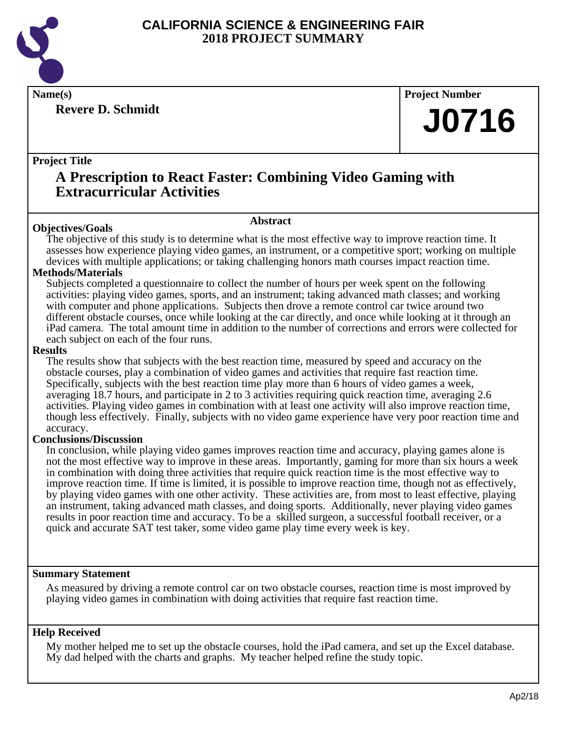# CALIFORNIA SCIENCE & ENGINEERING FAIR
## 2018 PROJECT SUMMARY

**Name(s)**

**Revere D. Schmidt**

**Project Number**

# J0716

**Project Title**

## A Prescription to React Faster: Combining Video Gaming with Extracurricular Activities

### Abstract

**Objectives/Goals**

The objective of this study is to determine what is the most effective way to improve reaction time. It assesses how experience playing video games, an instrument, or a competitive sport; working on multiple devices with multiple applications; or taking challenging honors math courses impact reaction time.

**Methods/Materials**

Subjects completed a questionnaire to collect the number of hours per week spent on the following activities: playing video games, sports, and an instrument; taking advanced math classes; and working with computer and phone applications. Subjects then drove a remote control car twice around two different obstacle courses, once while looking at the car directly, and once while looking at it through an iPad camera. The total amount time in addition to the number of corrections and errors were collected for each subject on each of the four runs.

**Results**

The results show that subjects with the best reaction time, measured by speed and accuracy on the obstacle courses, play a combination of video games and activities that require fast reaction time. Specifically, subjects with the best reaction time play more than 6 hours of video games a week, averaging 18.7 hours, and participate in 2 to 3 activities requiring quick reaction time, averaging 2.6 activities. Playing video games in combination with at least one activity will also improve reaction time, though less effectively. Finally, subjects with no video game experience have very poor reaction time and accuracy.

**Conclusions/Discussion**

In conclusion, while playing video games improves reaction time and accuracy, playing games alone is not the most effective way to improve in these areas. Importantly, gaming for more than six hours a week in combination with doing three activities that require quick reaction time is the most effective way to improve reaction time. If time is limited, it is possible to improve reaction time, though not as effectively, by playing video games with one other activity. These activities are, from most to least effective, playing an instrument, taking advanced math classes, and doing sports. Additionally, never playing video games results in poor reaction time and accuracy. To be a skilled surgeon, a successful football receiver, or a quick and accurate SAT test taker, some video game play time every week is key.

**Summary Statement**

As measured by driving a remote control car on two obstacle courses, reaction time is most improved by playing video games in combination with doing activities that require fast reaction time.

**Help Received**

My mother helped me to set up the obstacle courses, hold the iPad camera, and set up the Excel database. My dad helped with the charts and graphs. My teacher helped refine the study topic.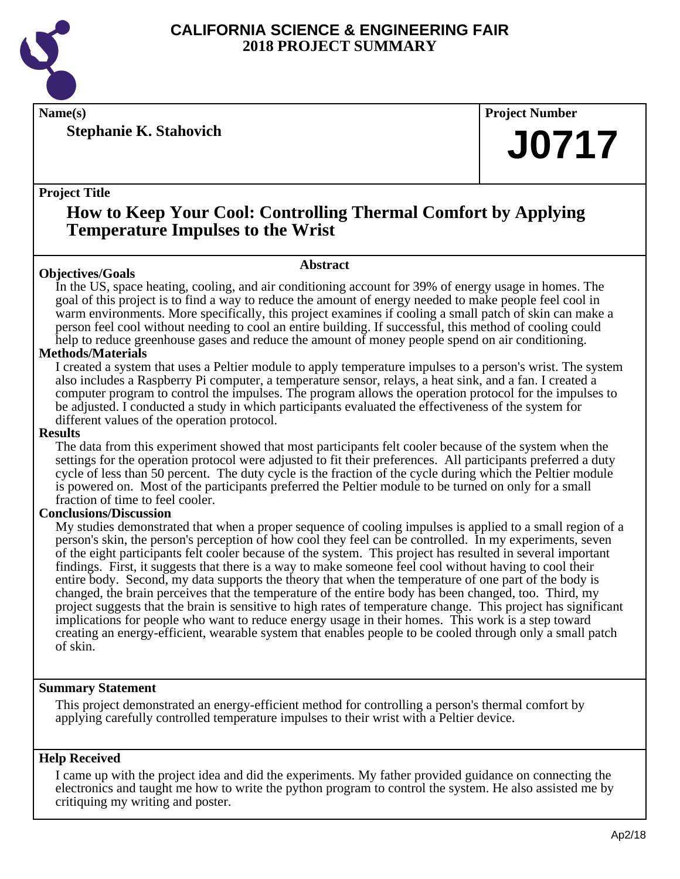# CALIFORNIA SCIENCE & ENGINEERING FAIR
## 2018 PROJECT SUMMARY

**Name(s)**

**Stephanie K. Stahovich**

**Project Number**

**J0717**

**Project Title**

## How to Keep Your Cool: Controlling Thermal Comfort by Applying Temperature Impulses to the Wrist

### Abstract

**Objectives/Goals**

In the US, space heating, cooling, and air conditioning account for 39% of energy usage in homes. The goal of this project is to find a way to reduce the amount of energy needed to make people feel cool in warm environments. More specifically, this project examines if cooling a small patch of skin can make a person feel cool without needing to cool an entire building. If successful, this method of cooling could help to reduce greenhouse gases and reduce the amount of money people spend on air conditioning.

**Methods/Materials**

I created a system that uses a Peltier module to apply temperature impulses to a person's wrist. The system also includes a Raspberry Pi computer, a temperature sensor, relays, a heat sink, and a fan. I created a computer program to control the impulses. The program allows the operation protocol for the impulses to be adjusted. I conducted a study in which participants evaluated the effectiveness of the system for different values of the operation protocol.

**Results**

The data from this experiment showed that most participants felt cooler because of the system when the settings for the operation protocol were adjusted to fit their preferences. All participants preferred a duty cycle of less than 50 percent. The duty cycle is the fraction of the cycle during which the Peltier module is powered on. Most of the participants preferred the Peltier module to be turned on only for a small fraction of time to feel cooler.

**Conclusions/Discussion**

My studies demonstrated that when a proper sequence of cooling impulses is applied to a small region of a person's skin, the person's perception of how cool they feel can be controlled. In my experiments, seven of the eight participants felt cooler because of the system. This project has resulted in several important findings. First, it suggests that there is a way to make someone feel cool without having to cool their entire body. Second, my data supports the theory that when the temperature of one part of the body is changed, the brain perceives that the temperature of the entire body has been changed, too. Third, my project suggests that the brain is sensitive to high rates of temperature change. This project has significant implications for people who want to reduce energy usage in their homes. This work is a step toward creating an energy-efficient, wearable system that enables people to be cooled through only a small patch of skin.

**Summary Statement**

This project demonstrated an energy-efficient method for controlling a person's thermal comfort by applying carefully controlled temperature impulses to their wrist with a Peltier device.

**Help Received**

I came up with the project idea and did the experiments. My father provided guidance on connecting the electronics and taught me how to write the python program to control the system. He also assisted me by critiquing my writing and poster.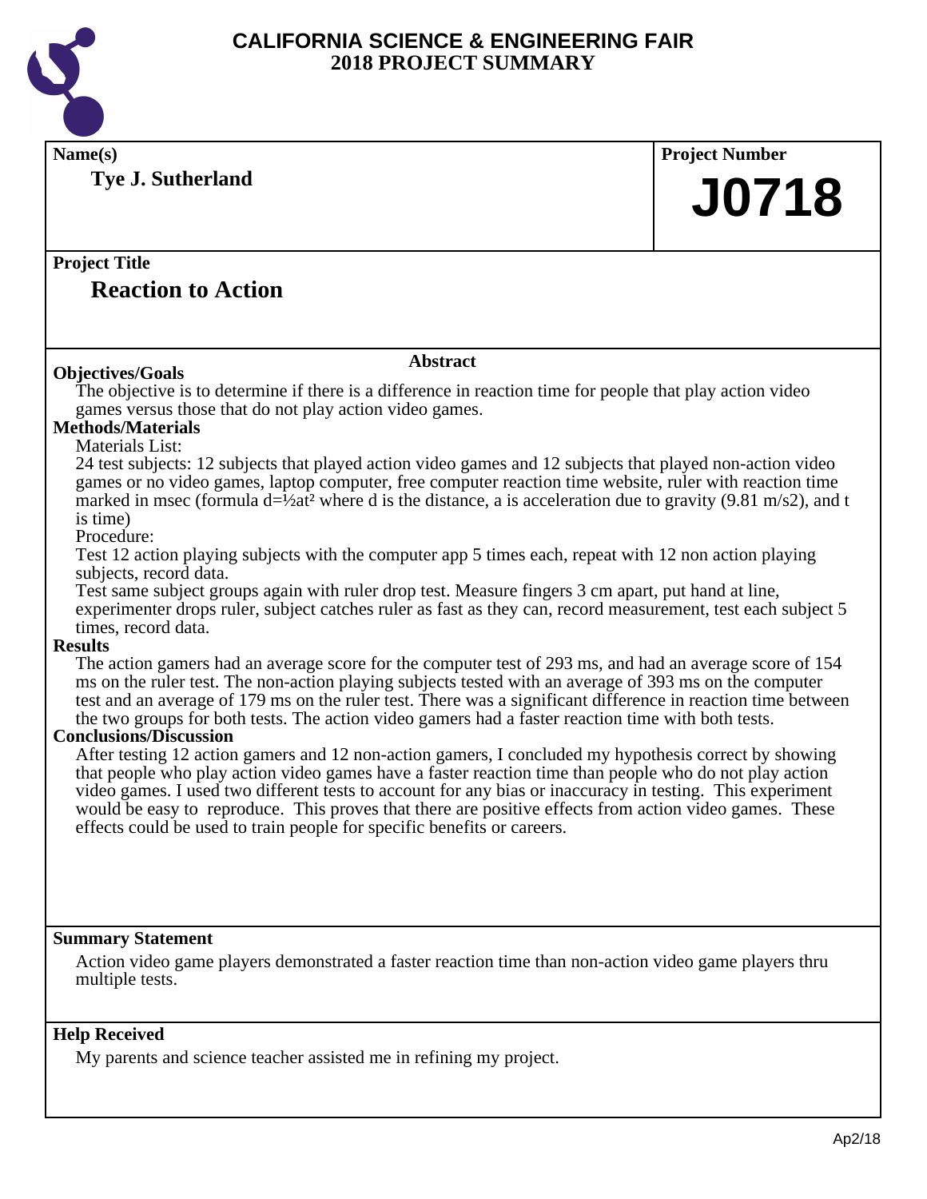# CALIFORNIA SCIENCE & ENGINEERING FAIR
## 2018 PROJECT SUMMARY

**Name(s)**

**Tye J. Sutherland**

**Project Number**

**J0718**

**Project Title**

## Reaction to Action

### Abstract

**Objectives/Goals**

The objective is to determine if there is a difference in reaction time for people that play action video games versus those that do not play action video games.

**Methods/Materials**

Materials List:

24 test subjects: 12 subjects that played action video games and 12 subjects that played non-action video games or no video games, laptop computer, free computer reaction time website, ruler with reaction time marked in msec (formula $d=½at^2$ where d is the distance, a is acceleration due to gravity (9.81 m/s2), and t is time)

Procedure:

Test 12 action playing subjects with the computer app 5 times each, repeat with 12 non action playing subjects, record data.

Test same subject groups again with ruler drop test. Measure fingers 3 cm apart, put hand at line, experimenter drops ruler, subject catches ruler as fast as they can, record measurement, test each subject 5 times, record data.

**Results**

The action gamers had an average score for the computer test of 293 ms, and had an average score of 154 ms on the ruler test. The non-action playing subjects tested with an average of 393 ms on the computer test and an average of 179 ms on the ruler test. There was a significant difference in reaction time between the two groups for both tests. The action video gamers had a faster reaction time with both tests.

**Conclusions/Discussion**

After testing 12 action gamers and 12 non-action gamers, I concluded my hypothesis correct by showing that people who play action video games have a faster reaction time than people who do not play action video games. I used two different tests to account for any bias or inaccuracy in testing. This experiment would be easy to reproduce. This proves that there are positive effects from action video games. These effects could be used to train people for specific benefits or careers.

**Summary Statement**

Action video game players demonstrated a faster reaction time than non-action video game players thru multiple tests.

**Help Received**

My parents and science teacher assisted me in refining my project.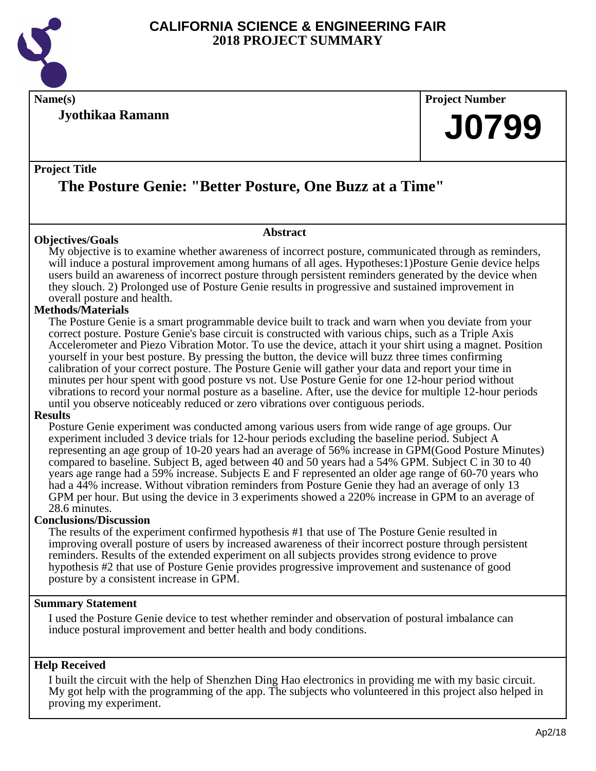# CALIFORNIA SCIENCE & ENGINEERING FAIR 2018 PROJECT SUMMARY

**Name(s)**

**Jyothikaa Ramann**

**Project Number**

**J0799**

**Project Title**

## The Posture Genie: "Better Posture, One Buzz at a Time"

### Abstract

**Objectives/Goals**

My objective is to examine whether awareness of incorrect posture, communicated through as reminders, will induce a postural improvement among humans of all ages. Hypotheses:1)Posture Genie device helps users build an awareness of incorrect posture through persistent reminders generated by the device when they slouch. 2) Prolonged use of Posture Genie results in progressive and sustained improvement in overall posture and health.

**Methods/Materials**

The Posture Genie is a smart programmable device built to track and warn when you deviate from your correct posture. Posture Genie's base circuit is constructed with various chips, such as a Triple Axis Accelerometer and Piezo Vibration Motor. To use the device, attach it your shirt using a magnet. Position yourself in your best posture. By pressing the button, the device will buzz three times confirming calibration of your correct posture. The Posture Genie will gather your data and report your time in minutes per hour spent with good posture vs not. Use Posture Genie for one 12-hour period without vibrations to record your normal posture as a baseline. After, use the device for multiple 12-hour periods until you observe noticeably reduced or zero vibrations over contiguous periods.

**Results**

Posture Genie experiment was conducted among various users from wide range of age groups. Our experiment included 3 device trials for 12-hour periods excluding the baseline period. Subject A representing an age group of 10-20 years had an average of 56% increase in GPM(Good Posture Minutes) compared to baseline. Subject B, aged between 40 and 50 years had a 54% GPM. Subject C in 30 to 40 years age range had a 59% increase. Subjects E and F represented an older age range of 60-70 years who had a 44% increase. Without vibration reminders from Posture Genie they had an average of only 13 GPM per hour. But using the device in 3 experiments showed a 220% increase in GPM to an average of 28.6 minutes.

**Conclusions/Discussion**

The results of the experiment confirmed hypothesis #1 that use of The Posture Genie resulted in improving overall posture of users by increased awareness of their incorrect posture through persistent reminders. Results of the extended experiment on all subjects provides strong evidence to prove hypothesis #2 that use of Posture Genie provides progressive improvement and sustenance of good posture by a consistent increase in GPM.

**Summary Statement**

I used the Posture Genie device to test whether reminder and observation of postural imbalance can induce postural improvement and better health and body conditions.

**Help Received**

I built the circuit with the help of Shenzhen Ding Hao electronics in providing me with my basic circuit. My got help with the programming of the app. The subjects who volunteered in this project also helped in proving my experiment.